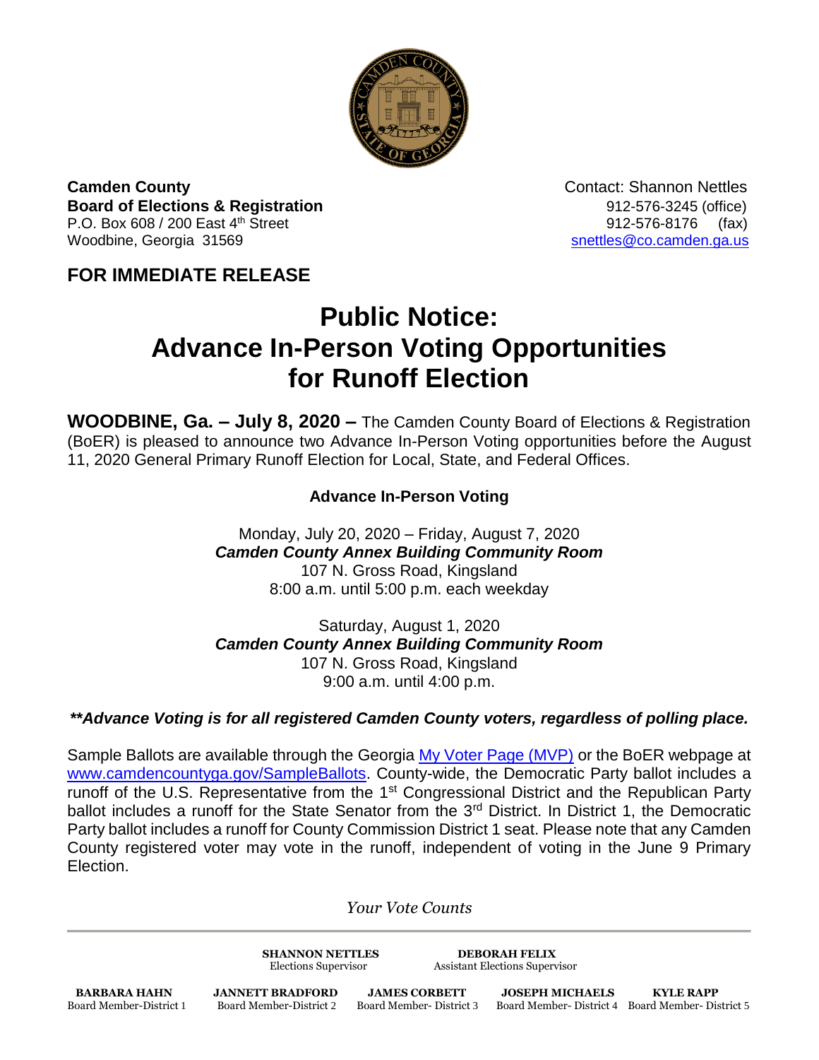**Camden County**
**Board of Elections & Registration**
P.O. Box 608 / 200 East 4th Street
Woodbine, Georgia 31569

Contact: Shannon Nettles
912-576-3245 (office)
912-576-8176 (fax)
snettles@co.camden.ga.us

**FOR IMMEDIATE RELEASE**

# Public Notice: Advance In-Person Voting Opportunities for Runoff Election

**WOODBINE, Ga. – July 8, 2020 –** The Camden County Board of Elections & Registration (BoER) is pleased to announce two Advance In-Person Voting opportunities before the August 11, 2020 General Primary Runoff Election for Local, State, and Federal Offices.

### Advance In-Person Voting

Monday, July 20, 2020 – Friday, August 7, 2020
***Camden County Annex Building Community Room***
107 N. Gross Road, Kingsland
8:00 a.m. until 5:00 p.m. each weekday

Saturday, August 1, 2020
***Camden County Annex Building Community Room***
107 N. Gross Road, Kingsland
9:00 a.m. until 4:00 p.m.

***\*\*Advance Voting is for all registered Camden County voters, regardless of polling place.***

Sample Ballots are available through the Georgia My Voter Page (MVP) or the BoER webpage at www.camdencountyga.gov/SampleBallots. County-wide, the Democratic Party ballot includes a runoff of the U.S. Representative from the 1st Congressional District and the Republican Party ballot includes a runoff for the State Senator from the 3rd District. In District 1, the Democratic Party ballot includes a runoff for County Commission District 1 seat. Please note that any Camden County registered voter may vote in the runoff, independent of voting in the June 9 Primary Election.

*Your Vote Counts*

---

**SHANNON NETTLES**
Elections Supervisor

**DEBORAH FELIX**
Assistant Elections Supervisor

**BARBARA HAHN**
Board Member-District 1

**JANNETT BRADFORD**
Board Member-District 2

**JAMES CORBETT**
Board Member- District 3

**JOSEPH MICHAELS**
Board Member- District 4

**KYLE RAPP**
Board Member- District 5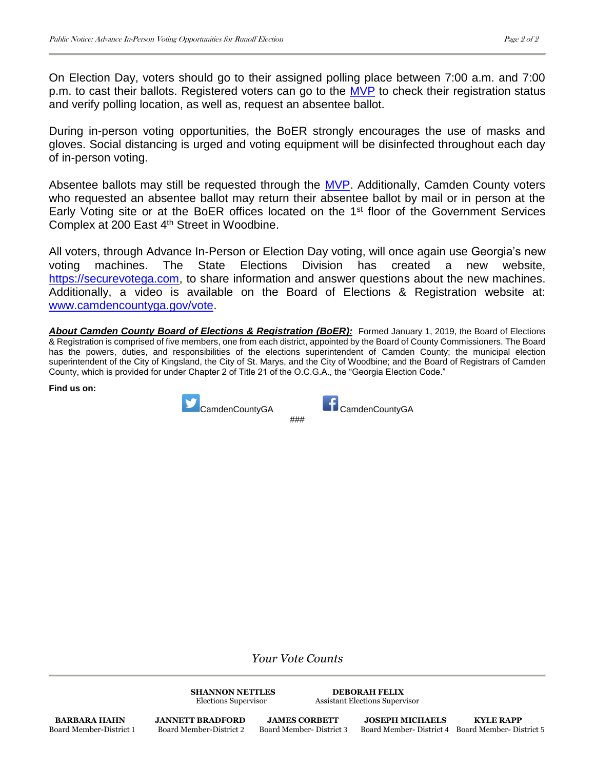On Election Day, voters should go to their assigned polling place between 7:00 a.m. and 7:00 p.m. to cast their ballots. Registered voters can go to the MVP to check their registration status and verify polling location, as well as, request an absentee ballot.

During in-person voting opportunities, the BoER strongly encourages the use of masks and gloves. Social distancing is urged and voting equipment will be disinfected throughout each day of in-person voting.

Absentee ballots may still be requested through the MVP. Additionally, Camden County voters who requested an absentee ballot may return their absentee ballot by mail or in person at the Early Voting site or at the BoER offices located on the 1st floor of the Government Services Complex at 200 East 4th Street in Woodbine.

All voters, through Advance In-Person or Election Day voting, will once again use Georgia's new voting machines. The State Elections Division has created a new website, https://securevotega.com, to share information and answer questions about the new machines. Additionally, a video is available on the Board of Elections & Registration website at: www.camdencountyga.gov/vote.

***About Camden County Board of Elections & Registration (BoER):*** Formed January 1, 2019, the Board of Elections & Registration is comprised of five members, one from each district, appointed by the Board of County Commissioners. The Board has the powers, duties, and responsibilities of the elections superintendent of Camden County; the municipal election superintendent of the City of Kingsland, the City of St. Marys, and the City of Woodbine; and the Board of Registrars of Camden County, which is provided for under Chapter 2 of Title 21 of the O.C.G.A., the "Georgia Election Code."

**Find us on:**

CamdenCountyGA CamdenCountyGA

###

*Your Vote Counts*

**SHANNON NETTLES**
Elections Supervisor

**DEBORAH FELIX**
Assistant Elections Supervisor

**BARBARA HAHN**
Board Member-District 1

**JANNETT BRADFORD**
Board Member-District 2

**JAMES CORBETT**
Board Member- District 3

**JOSEPH MICHAELS**
Board Member- District 4

**KYLE RAPP**
Board Member- District 5